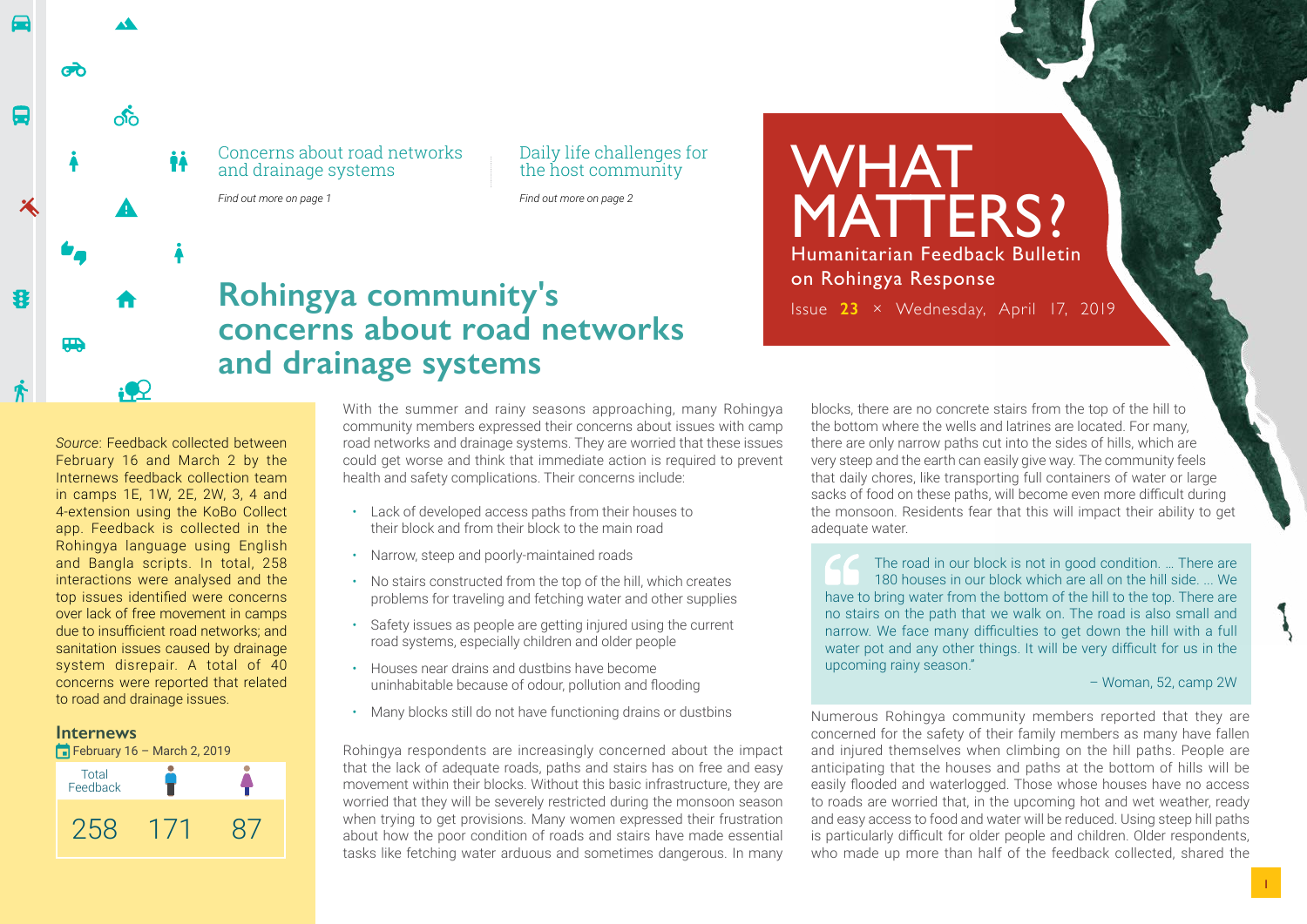# WHAT MATTERS?

Humanitarian Feedback Bulletin on Rohingya Response

Issue **23** × Wednesday, April 17, 2019

Concerns about road networks and drainage systems

*Find out more on page 1*

Daily life challenges for the host community

*Find out more on page 2*

## Rohingya community's concerns about road networks and drainage systems

*Source*: Feedback collected between February 16 and March 2 by the Internews feedback collection team in camps 1E, 1W, 2E, 2W, 3, 4 and 4-extension using the KoBo Collect app. Feedback is collected in the Rohingya language using English and Bangla scripts. In total, 258 interactions were analysed and the top issues identified were concerns over lack of free movement in camps due to insufficient road networks; and sanitation issues caused by drainage system disrepair. A total of 40 concerns were reported that related to road and drainage issues.

**Internews**

February 16 – March 2, 2019

| Total Feedback | Male | Female |
|---|---|---|
| 258 | 171 | 87 |

With the summer and rainy seasons approaching, many Rohingya community members expressed their concerns about issues with camp road networks and drainage systems. They are worried that these issues could get worse and think that immediate action is required to prevent health and safety complications. Their concerns include:

- Lack of developed access paths from their houses to their block and from their block to the main road
- Narrow, steep and poorly-maintained roads
- No stairs constructed from the top of the hill, which creates problems for traveling and fetching water and other supplies
- Safety issues as people are getting injured using the current road systems, especially children and older people
- Houses near drains and dustbins have become uninhabitable because of odour, pollution and flooding
- Many blocks still do not have functioning drains or dustbins

Rohingya respondents are increasingly concerned about the impact that the lack of adequate roads, paths and stairs has on free and easy movement within their blocks. Without this basic infrastructure, they are worried that they will be severely restricted during the monsoon season when trying to get provisions. Many women expressed their frustration about how the poor condition of roads and stairs have made essential tasks like fetching water arduous and sometimes dangerous. In many blocks, there are no concrete stairs from the top of the hill to the bottom where the wells and latrines are located. For many, there are only narrow paths cut into the sides of hills, which are very steep and the earth can easily give way. The community feels that daily chores, like transporting full containers of water or large sacks of food on these paths, will become even more difficult during the monsoon. Residents fear that this will impact their ability to get adequate water.

> The road in our block is not in good condition. … There are 180 houses in our block which are all on the hill side. … We have to bring water from the bottom of the hill to the top. There are no stairs on the path that we walk on. The road is also small and narrow. We face many difficulties to get down the hill with a full water pot and any other things. It will be very difficult for us in the upcoming rainy season."
>
> – Woman, 52, camp 2W

Numerous Rohingya community members reported that they are concerned for the safety of their family members as many have fallen and injured themselves when climbing on the hill paths. People are anticipating that the houses and paths at the bottom of hills will be easily flooded and waterlogged. Those whose houses have no access to roads are worried that, in the upcoming hot and wet weather, ready and easy access to food and water will be reduced. Using steep hill paths is particularly difficult for older people and children. Older respondents, who made up more than half of the feedback collected, shared the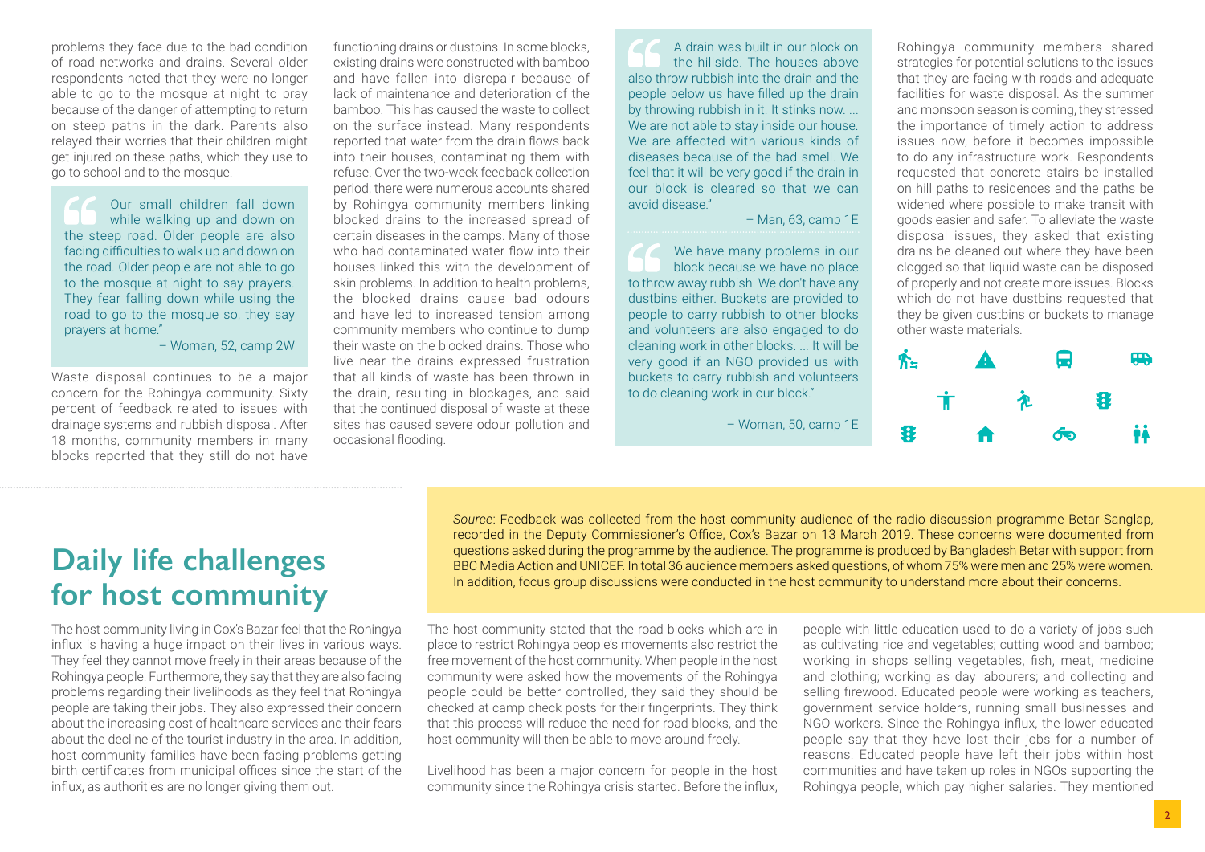problems they face due to the bad condition of road networks and drains. Several older respondents noted that they were no longer able to go to the mosque at night to pray because of the danger of attempting to return on steep paths in the dark. Parents also relayed their worries that their children might get injured on these paths, which they use to go to school and to the mosque.

> Our small children fall down while walking up and down on the steep road. Older people are also facing difficulties to walk up and down on the road. Older people are not able to go to the mosque at night to say prayers. They fear falling down while using the road to go to the mosque so, they say prayers at home."
>
> – Woman, 52, camp 2W

Waste disposal continues to be a major concern for the Rohingya community. Sixty percent of feedback related to issues with drainage systems and rubbish disposal. After 18 months, community members in many blocks reported that they still do not have functioning drains or dustbins. In some blocks, existing drains were constructed with bamboo and have fallen into disrepair because of lack of maintenance and deterioration of the bamboo. This has caused the waste to collect on the surface instead. Many respondents reported that water from the drain flows back into their houses, contaminating them with refuse. Over the two-week feedback collection period, there were numerous accounts shared by Rohingya community members linking blocked drains to the increased spread of certain diseases in the camps. Many of those who had contaminated water flow into their houses linked this with the development of skin problems. In addition to health problems, the blocked drains cause bad odours and have led to increased tension among community members who continue to dump their waste on the blocked drains. Those who live near the drains expressed frustration that all kinds of waste has been thrown in the drain, resulting in blockages, and said that the continued disposal of waste at these sites has caused severe odour pollution and occasional flooding.

> A drain was built in our block on the hillside. The houses above also throw rubbish into the drain and the people below us have filled up the drain by throwing rubbish in it. It stinks now. ... We are not able to stay inside our house. We are affected with various kinds of diseases because of the bad smell. We feel that it will be very good if the drain in our block is cleared so that we can avoid disease."
>
> – Man, 63, camp 1E

> We have many problems in our block because we have no place to throw away rubbish. We don't have any dustbins either. Buckets are provided to people to carry rubbish to other blocks and volunteers are also engaged to do cleaning work in other blocks. ... It will be very good if an NGO provided us with buckets to carry rubbish and volunteers to do cleaning work in our block."
>
> – Woman, 50, camp 1E

Rohingya community members shared strategies for potential solutions to the issues that they are facing with roads and adequate facilities for waste disposal. As the summer and monsoon season is coming, they stressed the importance of timely action to address issues now, before it becomes impossible to do any infrastructure work. Respondents requested that concrete stairs be installed on hill paths to residences and the paths be widened where possible to make transit with goods easier and safer. To alleviate the waste disposal issues, they asked that existing drains be cleaned out where they have been clogged so that liquid waste can be disposed of properly and not create more issues. Blocks which do not have dustbins requested that they be given dustbins or buckets to manage other waste materials.

## Daily life challenges for host community

*Source*: Feedback was collected from the host community audience of the radio discussion programme Betar Sanglap, recorded in the Deputy Commissioner's Office, Cox's Bazar on 13 March 2019. These concerns were documented from questions asked during the programme by the audience. The programme is produced by Bangladesh Betar with support from BBC Media Action and UNICEF. In total 36 audience members asked questions, of whom 75% were men and 25% were women. In addition, focus group discussions were conducted in the host community to understand more about their concerns.

The host community living in Cox's Bazar feel that the Rohingya influx is having a huge impact on their lives in various ways. They feel they cannot move freely in their areas because of the Rohingya people. Furthermore, they say that they are also facing problems regarding their livelihoods as they feel that Rohingya people are taking their jobs. They also expressed their concern about the increasing cost of healthcare services and their fears about the decline of the tourist industry in the area. In addition, host community families have been facing problems getting birth certificates from municipal offices since the start of the influx, as authorities are no longer giving them out.

The host community stated that the road blocks which are in place to restrict Rohingya people's movements also restrict the free movement of the host community. When people in the host community were asked how the movements of the Rohingya people could be better controlled, they said they should be checked at camp check posts for their fingerprints. They think that this process will reduce the need for road blocks, and the host community will then be able to move around freely.

Livelihood has been a major concern for people in the host community since the Rohingya crisis started. Before the influx, people with little education used to do a variety of jobs such as cultivating rice and vegetables; cutting wood and bamboo; working in shops selling vegetables, fish, meat, medicine and clothing; working as day labourers; and collecting and selling firewood. Educated people were working as teachers, government service holders, running small businesses and NGO workers. Since the Rohingya influx, the lower educated people say that they have lost their jobs for a number of reasons. Educated people have left their jobs within host communities and have taken up roles in NGOs supporting the Rohingya people, which pay higher salaries. They mentioned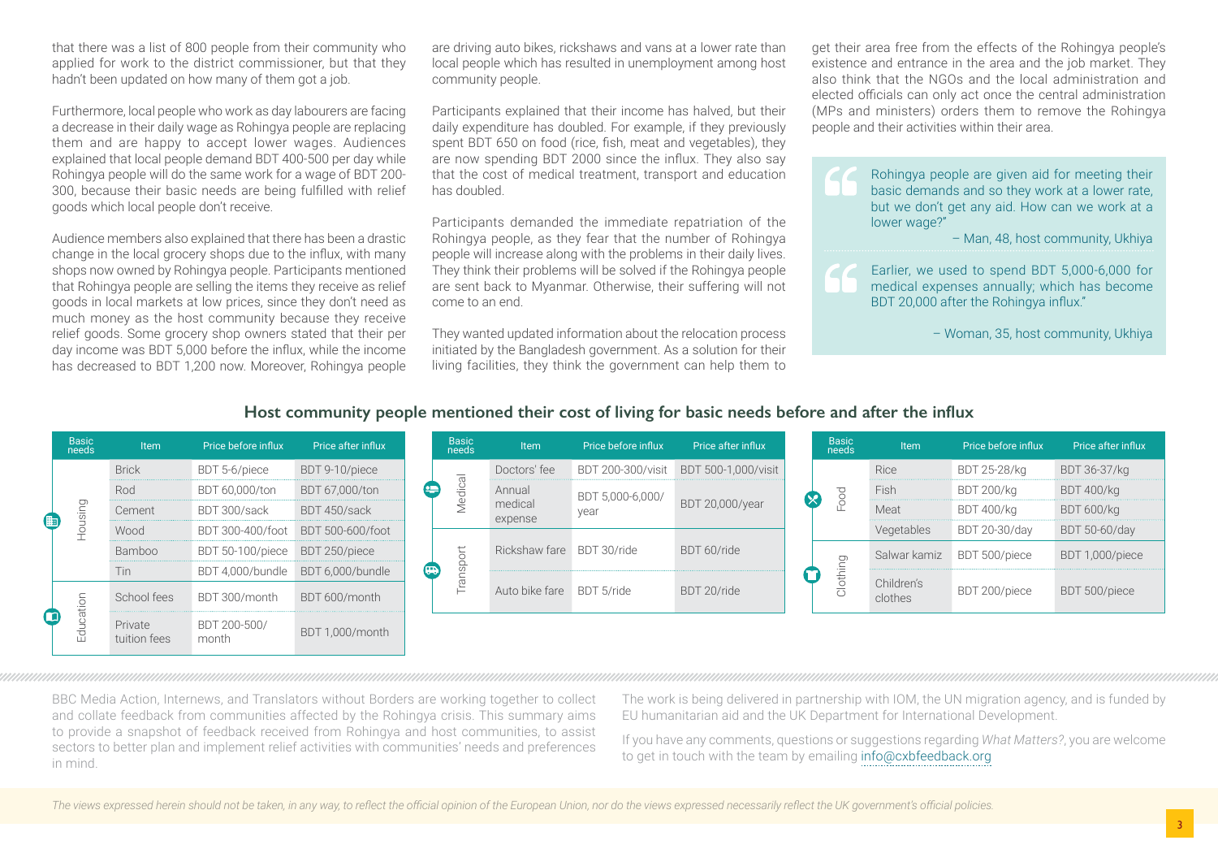that there was a list of 800 people from their community who applied for work to the district commissioner, but that they hadn't been updated on how many of them got a job.

Furthermore, local people who work as day labourers are facing a decrease in their daily wage as Rohingya people are replacing them and are happy to accept lower wages. Audiences explained that local people demand BDT 400-500 per day while Rohingya people will do the same work for a wage of BDT 200-300, because their basic needs are being fulfilled with relief goods which local people don't receive.

Audience members also explained that there has been a drastic change in the local grocery shops due to the influx, with many shops now owned by Rohingya people. Participants mentioned that Rohingya people are selling the items they receive as relief goods in local markets at low prices, since they don't need as much money as the host community because they receive relief goods. Some grocery shop owners stated that their per day income was BDT 5,000 before the influx, while the income has decreased to BDT 1,200 now. Moreover, Rohingya people are driving auto bikes, rickshaws and vans at a lower rate than local people which has resulted in unemployment among host community people.

Participants explained that their income has halved, but their daily expenditure has doubled. For example, if they previously spent BDT 650 on food (rice, fish, meat and vegetables), they are now spending BDT 2000 since the influx. They also say that the cost of medical treatment, transport and education has doubled.

Participants demanded the immediate repatriation of the Rohingya people, as they fear that the number of Rohingya people will increase along with the problems in their daily lives. They think their problems will be solved if the Rohingya people are sent back to Myanmar. Otherwise, their suffering will not come to an end.

They wanted updated information about the relocation process initiated by the Bangladesh government. As a solution for their living facilities, they think the government can help them to get their area free from the effects of the Rohingya people's existence and entrance in the area and the job market. They also think that the NGOs and the local administration and elected officials can only act once the central administration (MPs and ministers) orders them to remove the Rohingya people and their activities within their area.

> "Rohingya people are given aid for meeting their basic demands and so they work at a lower rate, but we don't get any aid. How can we work at a lower wage?"
>
> – Man, 48, host community, Ukhiya

> "Earlier, we used to spend BDT 5,000-6,000 for medical expenses annually; which has become BDT 20,000 after the Rohingya influx."
>
> – Woman, 35, host community, Ukhiya

## Host community people mentioned their cost of living for basic needs before and after the influx

| Basic needs | Item | Price before influx | Price after influx |
|---|---|---|---|
| Housing | Brick | BDT 5-6/piece | BDT 9-10/piece |
| | Rod | BDT 60,000/ton | BDT 67,000/ton |
| | Cement | BDT 300/sack | BDT 450/sack |
| | Wood | BDT 300-400/foot | BDT 500-600/foot |
| | Bamboo | BDT 50-100/piece | BDT 250/piece |
| | Tin | BDT 4,000/bundle | BDT 6,000/bundle |
| Education | School fees | BDT 300/month | BDT 600/month |
| | Private tuition fees | BDT 200-500/ month | BDT 1,000/month |

| Basic needs | Item | Price before influx | Price after influx |
|---|---|---|---|
| Medical | Doctors' fee | BDT 200-300/visit | BDT 500-1,000/visit |
| | Annual medical expense | BDT 5,000-6,000/ year | BDT 20,000/year |
| Transport | Rickshaw fare | BDT 30/ride | BDT 60/ride |
| | Auto bike fare | BDT 5/ride | BDT 20/ride |

| Basic needs | Item | Price before influx | Price after influx |
|---|---|---|---|
| Food | Rice | BDT 25-28/kg | BDT 36-37/kg |
| | Fish | BDT 200/kg | BDT 400/kg |
| | Meat | BDT 400/kg | BDT 600/kg |
| | Vegetables | BDT 20-30/day | BDT 50-60/day |
| Clothing | Salwar kamiz | BDT 500/piece | BDT 1,000/piece |
| | Children's clothes | BDT 200/piece | BDT 500/piece |

BBC Media Action, Internews, and Translators without Borders are working together to collect and collate feedback from communities affected by the Rohingya crisis. This summary aims to provide a snapshot of feedback received from Rohingya and host communities, to assist sectors to better plan and implement relief activities with communities' needs and preferences in mind.

The work is being delivered in partnership with IOM, the UN migration agency, and is funded by EU humanitarian aid and the UK Department for International Development.

If you have any comments, questions or suggestions regarding *What Matters?*, you are welcome to get in touch with the team by emailing info@cxbfeedback.org

*The views expressed herein should not be taken, in any way, to reflect the official opinion of the European Union, nor do the views expressed necessarily reflect the UK government's official policies.*